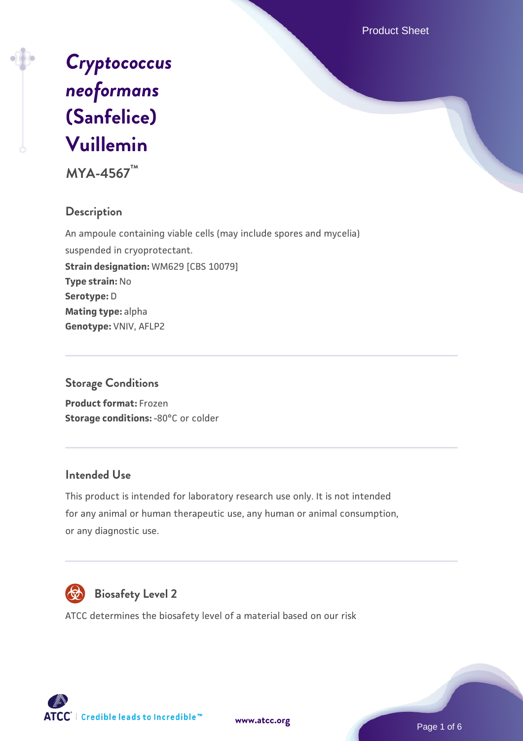# *Cryptococcus neoformans* (Sanfelice) Vuillemin

**MYA-4567™**

## Description

An ampoule containing viable cells (may include spores and mycelia) suspended in cryoprotectant.

**Strain designation:** WM629 [CBS 10079]
**Type strain:** No
**Serotype:** D
**Mating type:** alpha
**Genotype:** VNIV, AFLP2

## Storage Conditions

**Product format:** Frozen
**Storage conditions:** -80°C or colder

## Intended Use

This product is intended for laboratory research use only. It is not intended for any animal or human therapeutic use, any human or animal consumption, or any diagnostic use.

## Biosafety Level 2

ATCC determines the biosafety level of a material based on our risk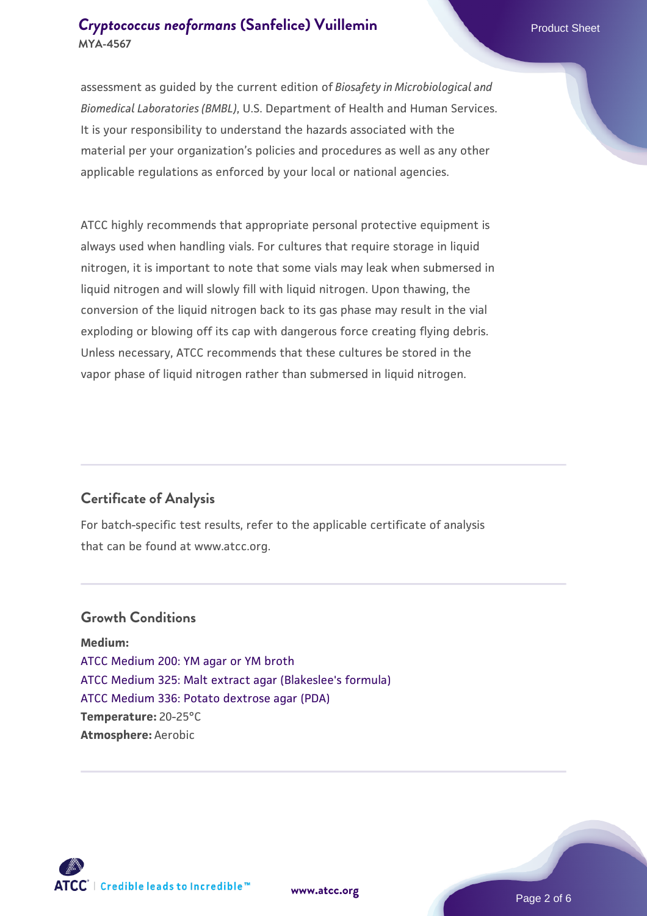assessment as guided by the current edition of *Biosafety in Microbiological and Biomedical Laboratories (BMBL)*, U.S. Department of Health and Human Services. It is your responsibility to understand the hazards associated with the material per your organization's policies and procedures as well as any other applicable regulations as enforced by your local or national agencies.

ATCC highly recommends that appropriate personal protective equipment is always used when handling vials. For cultures that require storage in liquid nitrogen, it is important to note that some vials may leak when submersed in liquid nitrogen and will slowly fill with liquid nitrogen. Upon thawing, the conversion of the liquid nitrogen back to its gas phase may result in the vial exploding or blowing off its cap with dangerous force creating flying debris. Unless necessary, ATCC recommends that these cultures be stored in the vapor phase of liquid nitrogen rather than submersed in liquid nitrogen.

## Certificate of Analysis

For batch-specific test results, refer to the applicable certificate of analysis that can be found at www.atcc.org.

## Growth Conditions

**Medium:**
ATCC Medium 200: YM agar or YM broth
ATCC Medium 325: Malt extract agar (Blakeslee's formula)
ATCC Medium 336: Potato dextrose agar (PDA)
**Temperature:** 20-25°C
**Atmosphere:** Aerobic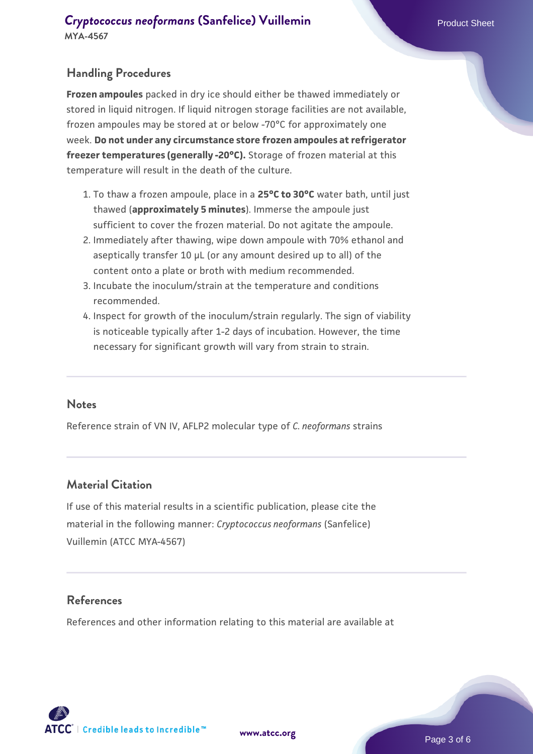## Handling Procedures

**Frozen ampoules** packed in dry ice should either be thawed immediately or stored in liquid nitrogen. If liquid nitrogen storage facilities are not available, frozen ampoules may be stored at or below -70°C for approximately one week. **Do not under any circumstance store frozen ampoules at refrigerator freezer temperatures (generally -20°C).** Storage of frozen material at this temperature will result in the death of the culture.

1. To thaw a frozen ampoule, place in a **25°C to 30°C** water bath, until just thawed (**approximately 5 minutes**). Immerse the ampoule just sufficient to cover the frozen material. Do not agitate the ampoule.
2. Immediately after thawing, wipe down ampoule with 70% ethanol and aseptically transfer 10 µL (or any amount desired up to all) of the content onto a plate or broth with medium recommended.
3. Incubate the inoculum/strain at the temperature and conditions recommended.
4. Inspect for growth of the inoculum/strain regularly. The sign of viability is noticeable typically after 1-2 days of incubation. However, the time necessary for significant growth will vary from strain to strain.

## Notes

Reference strain of VN IV, AFLP2 molecular type of *C. neoformans* strains

## Material Citation

If use of this material results in a scientific publication, please cite the material in the following manner: *Cryptococcus neoformans* (Sanfelice) Vuillemin (ATCC MYA-4567)

## References

References and other information relating to this material are available at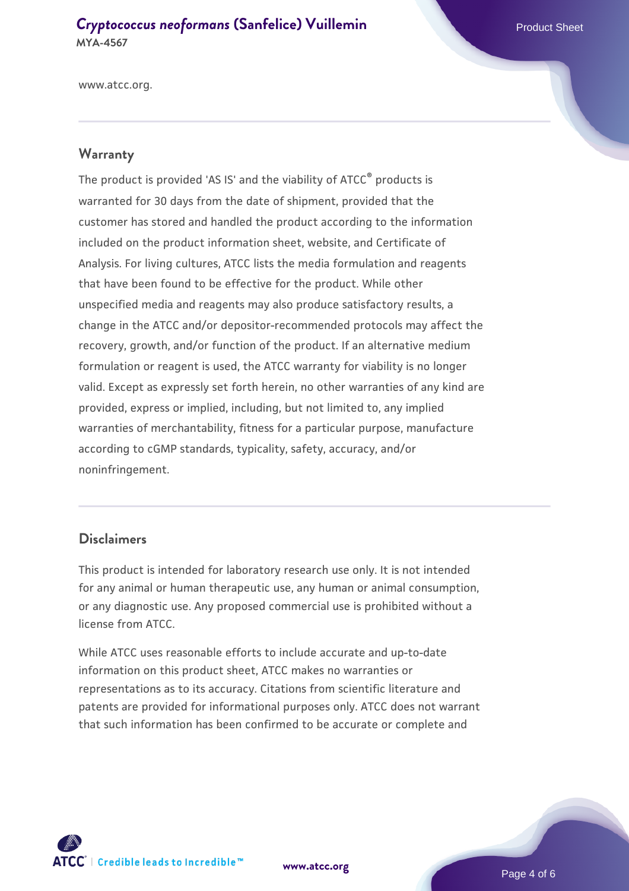www.atcc.org.

## Warranty

The product is provided 'AS IS' and the viability of ATCC® products is warranted for 30 days from the date of shipment, provided that the customer has stored and handled the product according to the information included on the product information sheet, website, and Certificate of Analysis. For living cultures, ATCC lists the media formulation and reagents that have been found to be effective for the product. While other unspecified media and reagents may also produce satisfactory results, a change in the ATCC and/or depositor-recommended protocols may affect the recovery, growth, and/or function of the product. If an alternative medium formulation or reagent is used, the ATCC warranty for viability is no longer valid. Except as expressly set forth herein, no other warranties of any kind are provided, express or implied, including, but not limited to, any implied warranties of merchantability, fitness for a particular purpose, manufacture according to cGMP standards, typicality, safety, accuracy, and/or noninfringement.

## Disclaimers

This product is intended for laboratory research use only. It is not intended for any animal or human therapeutic use, any human or animal consumption, or any diagnostic use. Any proposed commercial use is prohibited without a license from ATCC.

While ATCC uses reasonable efforts to include accurate and up-to-date information on this product sheet, ATCC makes no warranties or representations as to its accuracy. Citations from scientific literature and patents are provided for informational purposes only. ATCC does not warrant that such information has been confirmed to be accurate or complete and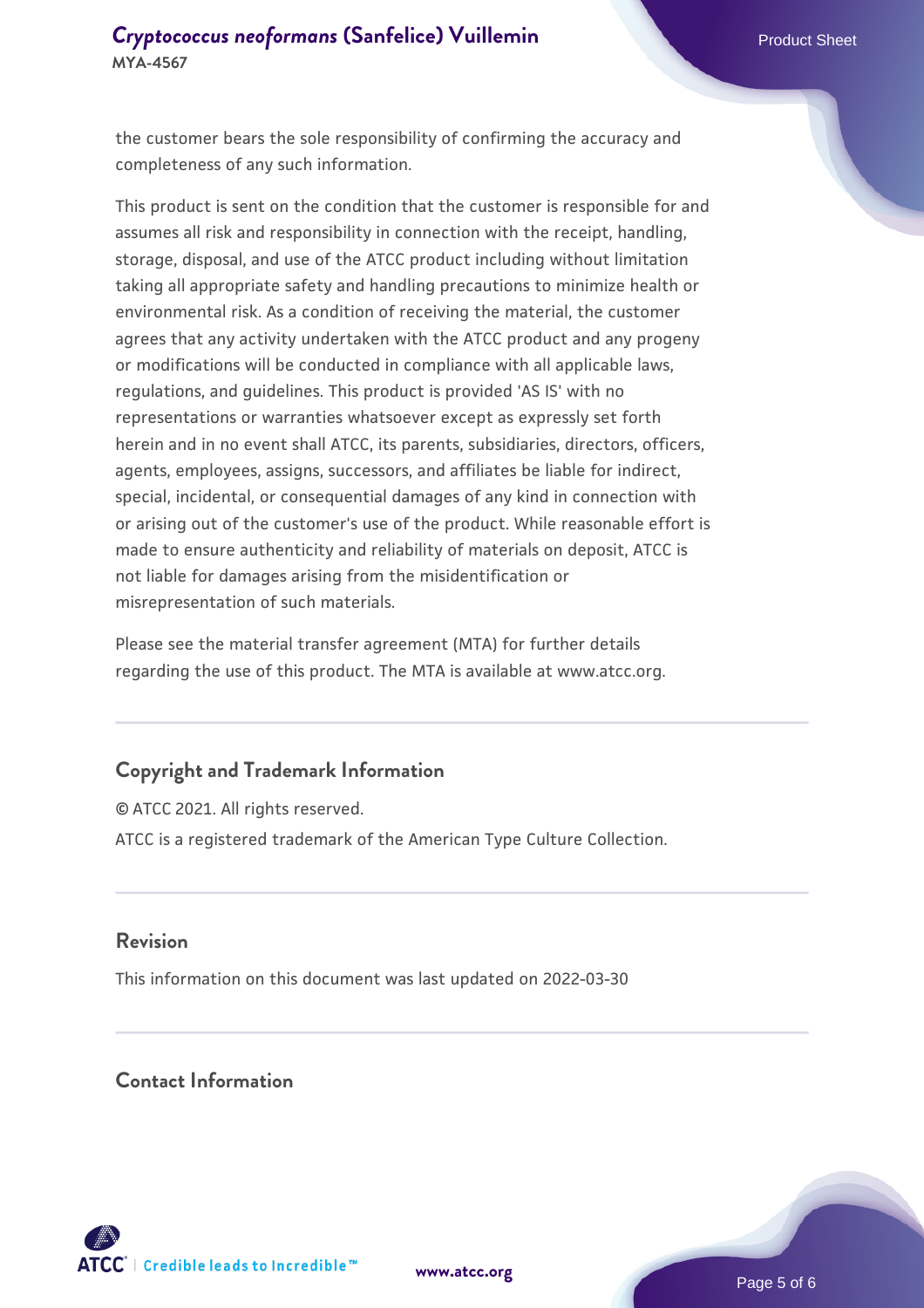the customer bears the sole responsibility of confirming the accuracy and completeness of any such information.

This product is sent on the condition that the customer is responsible for and assumes all risk and responsibility in connection with the receipt, handling, storage, disposal, and use of the ATCC product including without limitation taking all appropriate safety and handling precautions to minimize health or environmental risk. As a condition of receiving the material, the customer agrees that any activity undertaken with the ATCC product and any progeny or modifications will be conducted in compliance with all applicable laws, regulations, and guidelines. This product is provided 'AS IS' with no representations or warranties whatsoever except as expressly set forth herein and in no event shall ATCC, its parents, subsidiaries, directors, officers, agents, employees, assigns, successors, and affiliates be liable for indirect, special, incidental, or consequential damages of any kind in connection with or arising out of the customer's use of the product. While reasonable effort is made to ensure authenticity and reliability of materials on deposit, ATCC is not liable for damages arising from the misidentification or misrepresentation of such materials.

Please see the material transfer agreement (MTA) for further details regarding the use of this product. The MTA is available at www.atcc.org.

## Copyright and Trademark Information

© ATCC 2021. All rights reserved.

ATCC is a registered trademark of the American Type Culture Collection.

## Revision

This information on this document was last updated on 2022-03-30

## Contact Information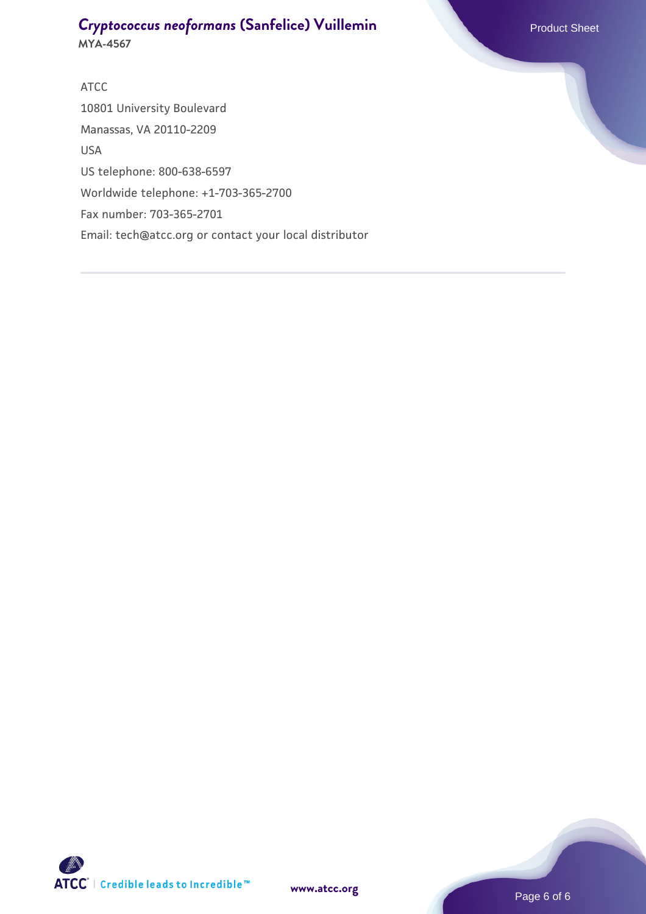ATCC

10801 University Boulevard

Manassas, VA 20110-2209

USA

US telephone: 800-638-6597

Worldwide telephone: +1-703-365-2700

Fax number: 703-365-2701

Email: tech@atcc.org or contact your local distributor